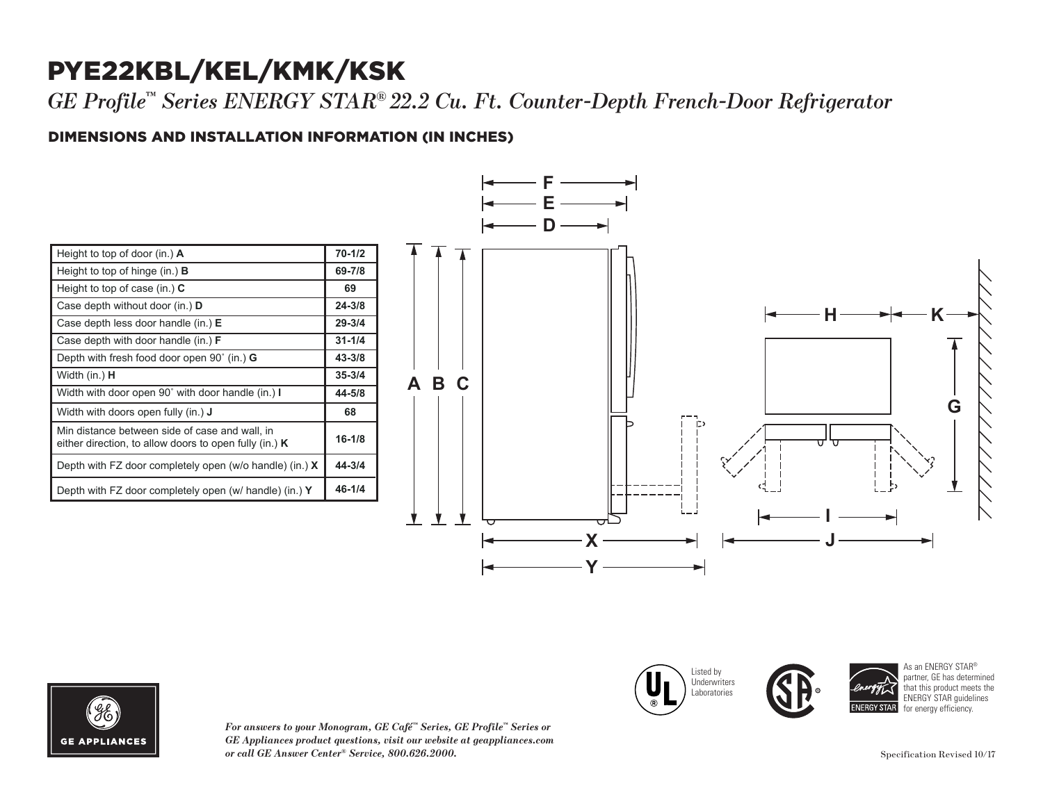# PYE22KBL/KEL/KMK/KSK

*GE Profile™ Series ENERGY STAR® 22.2 Cu. Ft. Counter-Depth French-Door Refrigerator*

## DIMENSIONS AND INSTALLATION INFORMATION (IN INCHES)

| | |
|---|---|
| Height to top of door (in.) **A** | **70-1/2** |
| Height to top of hinge (in.) **B** | **69-7/8** |
| Height to top of case (in.) **C** | **69** |
| Case depth without door (in.) **D** | **24-3/8** |
| Case depth less door handle (in.) **E** | **29-3/4** |
| Case depth with door handle (in.) **F** | **31-1/4** |
| Depth with fresh food door open 90˚ (in.) **G** | **43-3/8** |
| Width (in.) **H** | **35-3/4** |
| Width with door open 90˚ with door handle (in.) **I** | **44-5/8** |
| Width with doors open fully (in.) **J** | **68** |
| Min distance between side of case and wall, in either direction, to allow doors to open fully (in.) **K** | **16-1/8** |
| Depth with FZ door completely open (w/o handle) (in.) **X** | **44-3/4** |
| Depth with FZ door completely open (w/ handle) (in.) **Y** | **46-1/4** |

Listed by Underwriters Laboratories

As an ENERGY STAR® partner, GE has determined that this product meets the ENERGY STAR guidelines for energy efficiency.

*For answers to your Monogram, GE Café™ Series, GE Profile™ Series or GE Appliances product questions, visit our website at geappliances.com or call GE Answer Center® Service, 800.626.2000.*

Specification Revised 10/17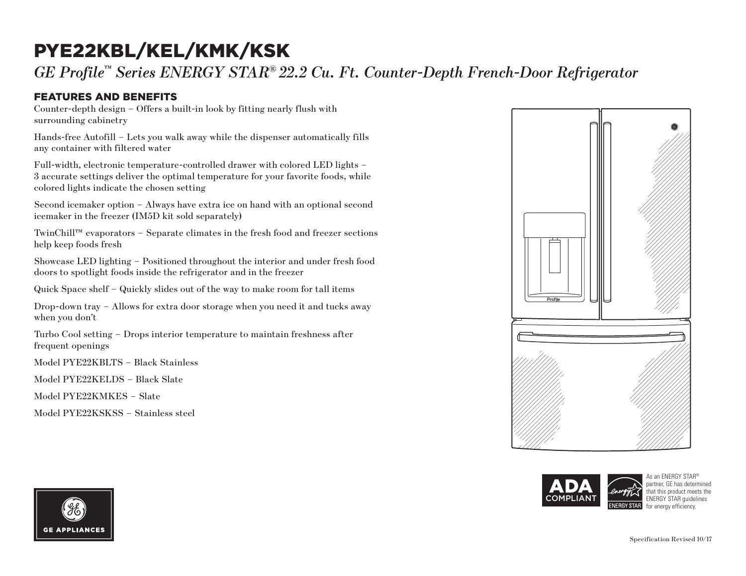# PYE22KBL/KEL/KMK/KSK

*GE Profile™ Series ENERGY STAR® 22.2 Cu. Ft. Counter-Depth French-Door Refrigerator*

## FEATURES AND BENEFITS

Counter-depth design – Offers a built-in look by fitting nearly flush with surrounding cabinetry

Hands-free Autofill – Lets you walk away while the dispenser automatically fills any container with filtered water

Full-width, electronic temperature-controlled drawer with colored LED lights – 3 accurate settings deliver the optimal temperature for your favorite foods, while colored lights indicate the chosen setting

Second icemaker option – Always have extra ice on hand with an optional second icemaker in the freezer (IM5D kit sold separately)

TwinChill™ evaporators – Separate climates in the fresh food and freezer sections help keep foods fresh

Showcase LED lighting – Positioned throughout the interior and under fresh food doors to spotlight foods inside the refrigerator and in the freezer

Quick Space shelf – Quickly slides out of the way to make room for tall items

Drop-down tray – Allows for extra door storage when you need it and tucks away when you don't

Turbo Cool setting – Drops interior temperature to maintain freshness after frequent openings

Model PYE22KBLTS – Black Stainless

Model PYE22KELDS – Black Slate

Model PYE22KMKES – Slate

Model PYE22KSKSS – Stainless steel

ADA COMPLIANT

ENERGY STAR

As an ENERGY STAR® partner, GE has determined that this product meets the ENERGY STAR guidelines for energy efficiency.

GE APPLIANCES

Specification Revised 10/17